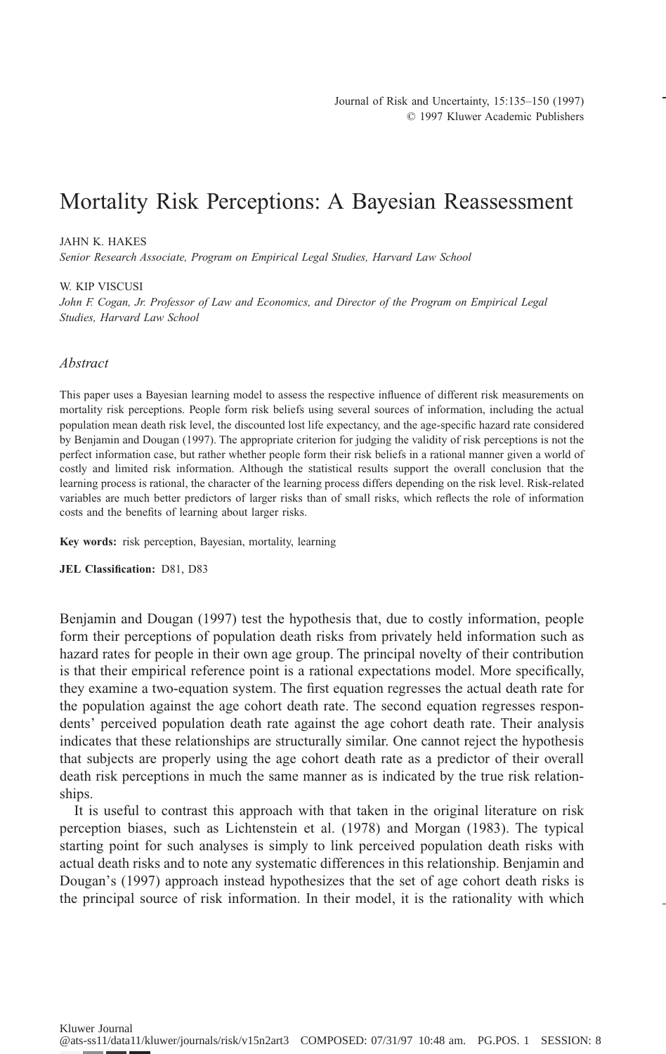# Mortality Risk Perceptions: A Bayesian Reassessment

JAHN K. HAKES

*Senior Research Associate, Program on Empirical Legal Studies, Harvard Law School*

W. KIP VISCUSI

*John F. Cogan, Jr. Professor of Law and Economics, and Director of the Program on Empirical Legal Studies, Harvard Law School*

## Abstract

This paper uses a Bayesian learning model to assess the respective influence of different risk measurements on mortality risk perceptions. People form risk beliefs using several sources of information, including the actual population mean death risk level, the discounted lost life expectancy, and the age-specific hazard rate considered by Benjamin and Dougan (1997). The appropriate criterion for judging the validity of risk perceptions is not the perfect information case, but rather whether people form their risk beliefs in a rational manner given a world of costly and limited risk information. Although the statistical results support the overall conclusion that the learning process is rational, the character of the learning process differs depending on the risk level. Risk-related variables are much better predictors of larger risks than of small risks, which reflects the role of information costs and the benefits of learning about larger risks.

**Key words:** risk perception, Bayesian, mortality, learning

**JEL Classification:** D81, D83

Benjamin and Dougan (1997) test the hypothesis that, due to costly information, people form their perceptions of population death risks from privately held information such as hazard rates for people in their own age group. The principal novelty of their contribution is that their empirical reference point is a rational expectations model. More specifically, they examine a two-equation system. The first equation regresses the actual death rate for the population against the age cohort death rate. The second equation regresses respondents' perceived population death rate against the age cohort death rate. Their analysis indicates that these relationships are structurally similar. One cannot reject the hypothesis that subjects are properly using the age cohort death rate as a predictor of their overall death risk perceptions in much the same manner as is indicated by the true risk relationships.

It is useful to contrast this approach with that taken in the original literature on risk perception biases, such as Lichtenstein et al. (1978) and Morgan (1983). The typical starting point for such analyses is simply to link perceived population death risks with actual death risks and to note any systematic differences in this relationship. Benjamin and Dougan's (1997) approach instead hypothesizes that the set of age cohort death risks is the principal source of risk information. In their model, it is the rationality with which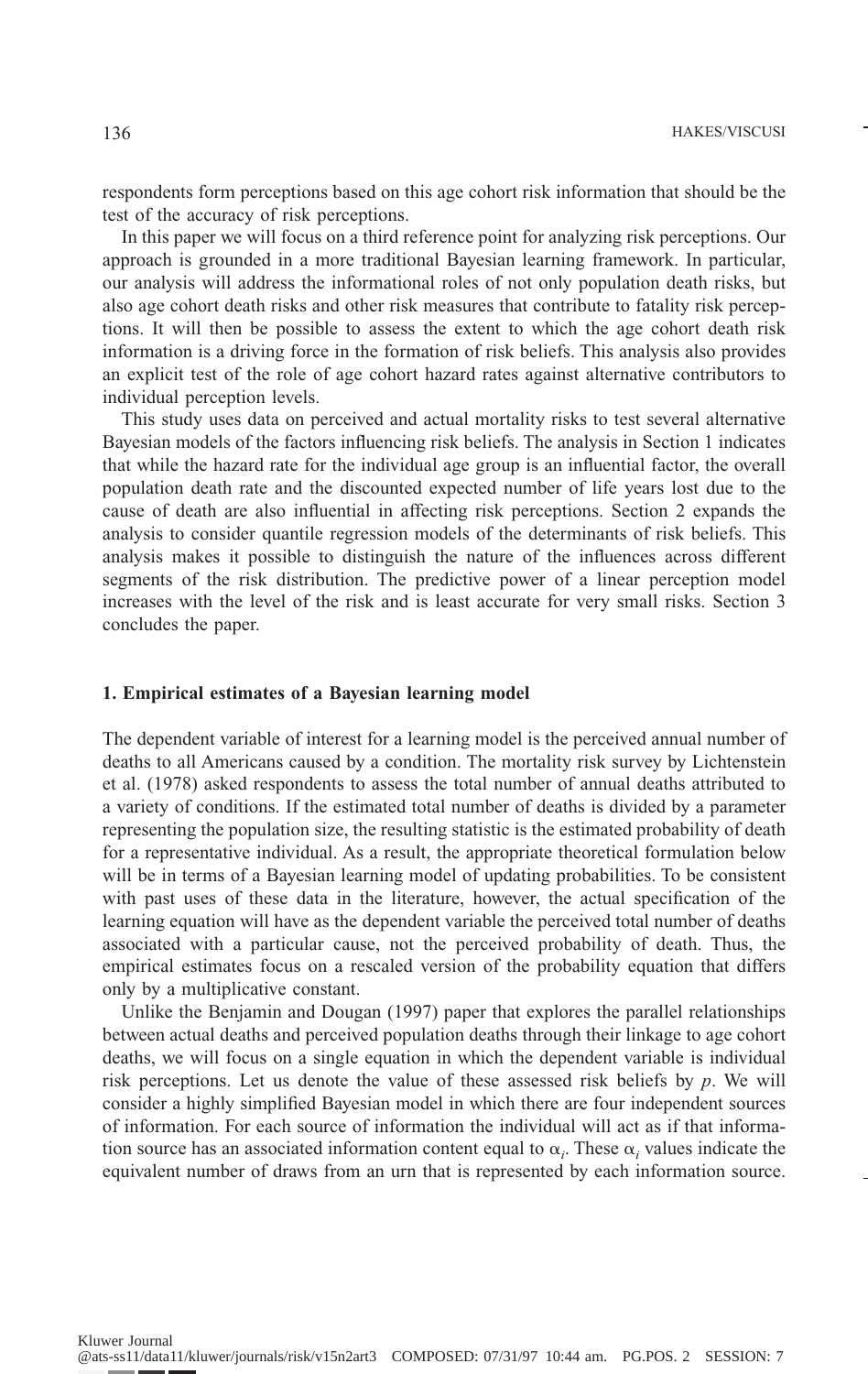respondents form perceptions based on this age cohort risk information that should be the test of the accuracy of risk perceptions.

In this paper we will focus on a third reference point for analyzing risk perceptions. Our approach is grounded in a more traditional Bayesian learning framework. In particular, our analysis will address the informational roles of not only population death risks, but also age cohort death risks and other risk measures that contribute to fatality risk perceptions. It will then be possible to assess the extent to which the age cohort death risk information is a driving force in the formation of risk beliefs. This analysis also provides an explicit test of the role of age cohort hazard rates against alternative contributors to individual perception levels.

This study uses data on perceived and actual mortality risks to test several alternative Bayesian models of the factors influencing risk beliefs. The analysis in Section 1 indicates that while the hazard rate for the individual age group is an influential factor, the overall population death rate and the discounted expected number of life years lost due to the cause of death are also influential in affecting risk perceptions. Section 2 expands the analysis to consider quantile regression models of the determinants of risk beliefs. This analysis makes it possible to distinguish the nature of the influences across different segments of the risk distribution. The predictive power of a linear perception model increases with the level of the risk and is least accurate for very small risks. Section 3 concludes the paper.

## 1. Empirical estimates of a Bayesian learning model

The dependent variable of interest for a learning model is the perceived annual number of deaths to all Americans caused by a condition. The mortality risk survey by Lichtenstein et al. (1978) asked respondents to assess the total number of annual deaths attributed to a variety of conditions. If the estimated total number of deaths is divided by a parameter representing the population size, the resulting statistic is the estimated probability of death for a representative individual. As a result, the appropriate theoretical formulation below will be in terms of a Bayesian learning model of updating probabilities. To be consistent with past uses of these data in the literature, however, the actual specification of the learning equation will have as the dependent variable the perceived total number of deaths associated with a particular cause, not the perceived probability of death. Thus, the empirical estimates focus on a rescaled version of the probability equation that differs only by a multiplicative constant.

Unlike the Benjamin and Dougan (1997) paper that explores the parallel relationships between actual deaths and perceived population deaths through their linkage to age cohort deaths, we will focus on a single equation in which the dependent variable is individual risk perceptions. Let us denote the value of these assessed risk beliefs by $p$. We will consider a highly simplified Bayesian model in which there are four independent sources of information. For each source of information the individual will act as if that information source has an associated information content equal to $\alpha_i$. These $\alpha_i$ values indicate the equivalent number of draws from an urn that is represented by each information source.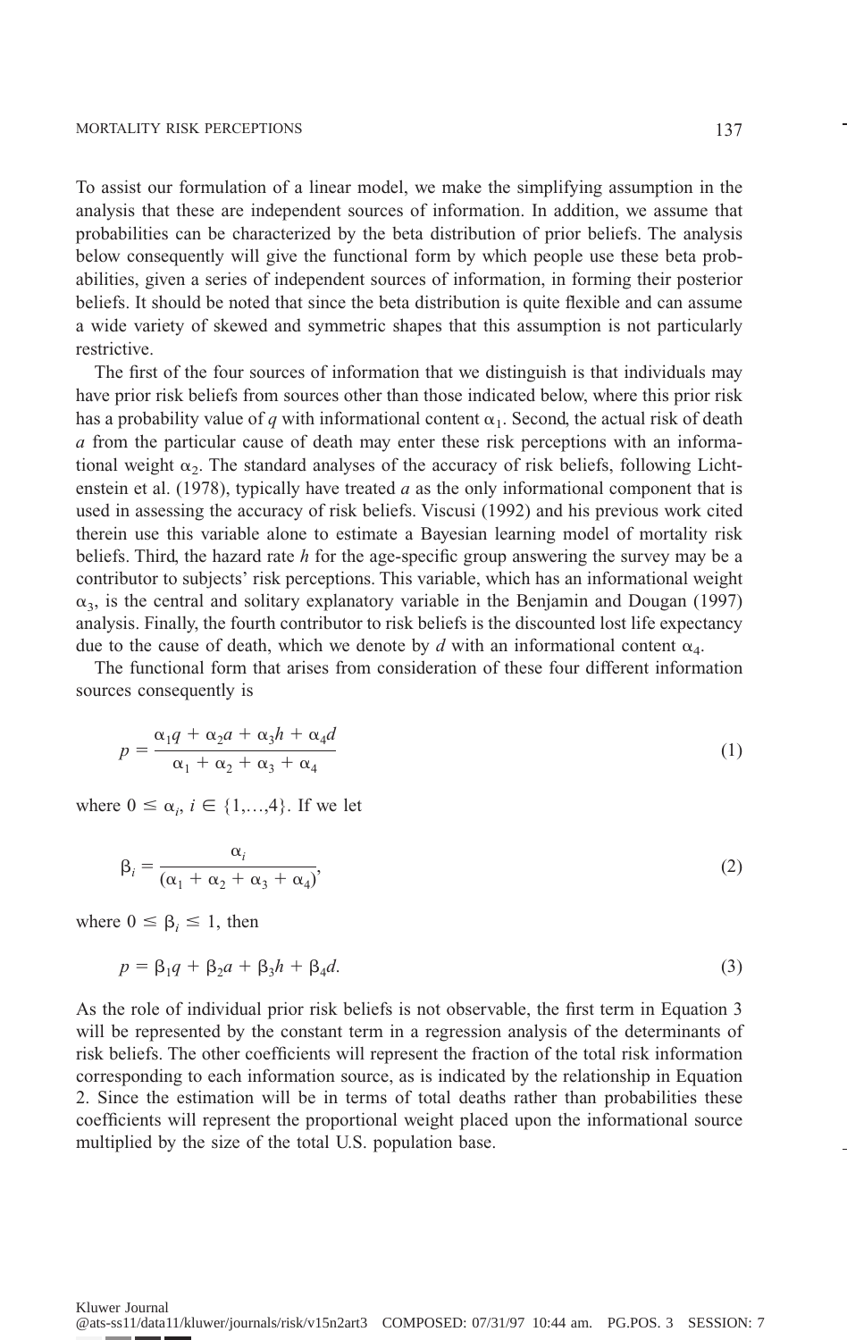To assist our formulation of a linear model, we make the simplifying assumption in the analysis that these are independent sources of information. In addition, we assume that probabilities can be characterized by the beta distribution of prior beliefs. The analysis below consequently will give the functional form by which people use these beta probabilities, given a series of independent sources of information, in forming their posterior beliefs. It should be noted that since the beta distribution is quite flexible and can assume a wide variety of skewed and symmetric shapes that this assumption is not particularly restrictive.

The first of the four sources of information that we distinguish is that individuals may have prior risk beliefs from sources other than those indicated below, where this prior risk has a probability value of $q$ with informational content $\alpha_1$. Second, the actual risk of death $a$ from the particular cause of death may enter these risk perceptions with an informational weight $\alpha_2$. The standard analyses of the accuracy of risk beliefs, following Lichtenstein et al. (1978), typically have treated $a$ as the only informational component that is used in assessing the accuracy of risk beliefs. Viscusi (1992) and his previous work cited therein use this variable alone to estimate a Bayesian learning model of mortality risk beliefs. Third, the hazard rate $h$ for the age-specific group answering the survey may be a contributor to subjects' risk perceptions. This variable, which has an informational weight $\alpha_3$, is the central and solitary explanatory variable in the Benjamin and Dougan (1997) analysis. Finally, the fourth contributor to risk beliefs is the discounted lost life expectancy due to the cause of death, which we denote by $d$ with an informational content $\alpha_4$.

The functional form that arises from consideration of these four different information sources consequently is

$$p = \frac{\alpha_1 q + \alpha_2 a + \alpha_3 h + \alpha_4 d}{\alpha_1 + \alpha_2 + \alpha_3 + \alpha_4} \tag{1}$$

where $0 \leq \alpha_i$, $i \in \{1,\ldots,4\}$. If we let

$$\beta_i = \frac{\alpha_i}{(\alpha_1 + \alpha_2 + \alpha_3 + \alpha_4)}, \tag{2}$$

where $0 \leq \beta_i \leq 1$, then

$$p = \beta_1 q + \beta_2 a + \beta_3 h + \beta_4 d. \tag{3}$$

As the role of individual prior risk beliefs is not observable, the first term in Equation 3 will be represented by the constant term in a regression analysis of the determinants of risk beliefs. The other coefficients will represent the fraction of the total risk information corresponding to each information source, as is indicated by the relationship in Equation 2. Since the estimation will be in terms of total deaths rather than probabilities these coefficients will represent the proportional weight placed upon the informational source multiplied by the size of the total U.S. population base.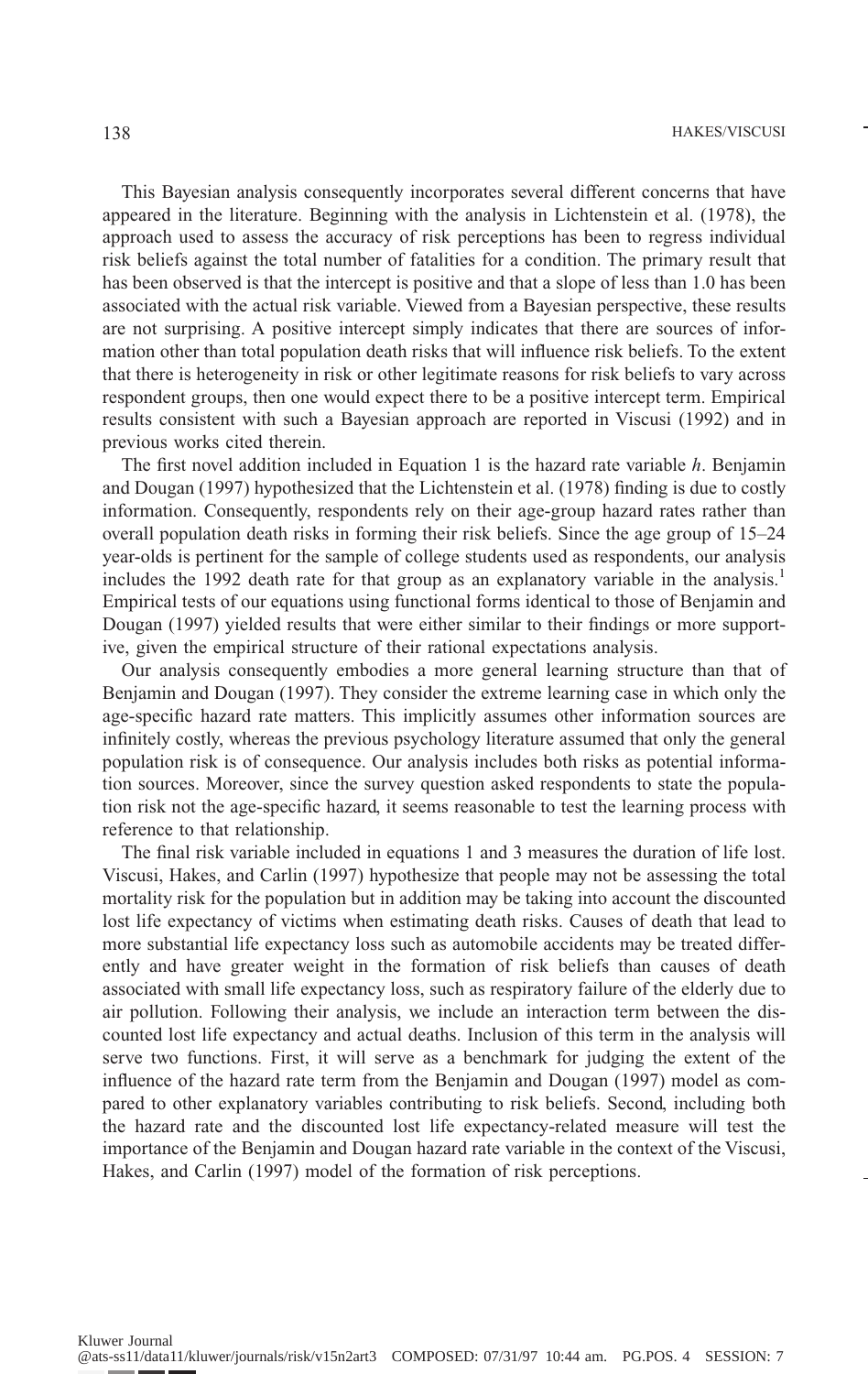This Bayesian analysis consequently incorporates several different concerns that have appeared in the literature. Beginning with the analysis in Lichtenstein et al. (1978), the approach used to assess the accuracy of risk perceptions has been to regress individual risk beliefs against the total number of fatalities for a condition. The primary result that has been observed is that the intercept is positive and that a slope of less than 1.0 has been associated with the actual risk variable. Viewed from a Bayesian perspective, these results are not surprising. A positive intercept simply indicates that there are sources of information other than total population death risks that will influence risk beliefs. To the extent that there is heterogeneity in risk or other legitimate reasons for risk beliefs to vary across respondent groups, then one would expect there to be a positive intercept term. Empirical results consistent with such a Bayesian approach are reported in Viscusi (1992) and in previous works cited therein.

The first novel addition included in Equation 1 is the hazard rate variable $h$. Benjamin and Dougan (1997) hypothesized that the Lichtenstein et al. (1978) finding is due to costly information. Consequently, respondents rely on their age-group hazard rates rather than overall population death risks in forming their risk beliefs. Since the age group of 15–24 year-olds is pertinent for the sample of college students used as respondents, our analysis includes the 1992 death rate for that group as an explanatory variable in the analysis.[1] Empirical tests of our equations using functional forms identical to those of Benjamin and Dougan (1997) yielded results that were either similar to their findings or more supportive, given the empirical structure of their rational expectations analysis.

Our analysis consequently embodies a more general learning structure than that of Benjamin and Dougan (1997). They consider the extreme learning case in which only the age-specific hazard rate matters. This implicitly assumes other information sources are infinitely costly, whereas the previous psychology literature assumed that only the general population risk is of consequence. Our analysis includes both risks as potential information sources. Moreover, since the survey question asked respondents to state the population risk not the age-specific hazard, it seems reasonable to test the learning process with reference to that relationship.

The final risk variable included in equations 1 and 3 measures the duration of life lost. Viscusi, Hakes, and Carlin (1997) hypothesize that people may not be assessing the total mortality risk for the population but in addition may be taking into account the discounted lost life expectancy of victims when estimating death risks. Causes of death that lead to more substantial life expectancy loss such as automobile accidents may be treated differently and have greater weight in the formation of risk beliefs than causes of death associated with small life expectancy loss, such as respiratory failure of the elderly due to air pollution. Following their analysis, we include an interaction term between the discounted lost life expectancy and actual deaths. Inclusion of this term in the analysis will serve two functions. First, it will serve as a benchmark for judging the extent of the influence of the hazard rate term from the Benjamin and Dougan (1997) model as compared to other explanatory variables contributing to risk beliefs. Second, including both the hazard rate and the discounted lost life expectancy-related measure will test the importance of the Benjamin and Dougan hazard rate variable in the context of the Viscusi, Hakes, and Carlin (1997) model of the formation of risk perceptions.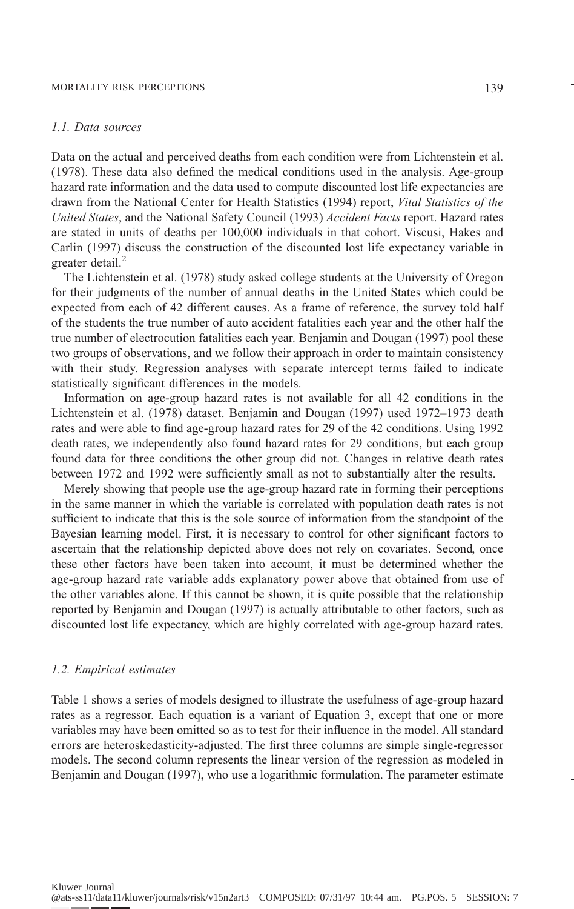### *1.1. Data sources*

Data on the actual and perceived deaths from each condition were from Lichtenstein et al. (1978). These data also defined the medical conditions used in the analysis. Age-group hazard rate information and the data used to compute discounted lost life expectancies are drawn from the National Center for Health Statistics (1994) report, *Vital Statistics of the United States*, and the National Safety Council (1993) *Accident Facts* report. Hazard rates are stated in units of deaths per 100,000 individuals in that cohort. Viscusi, Hakes and Carlin (1997) discuss the construction of the discounted lost life expectancy variable in greater detail.[2]

The Lichtenstein et al. (1978) study asked college students at the University of Oregon for their judgments of the number of annual deaths in the United States which could be expected from each of 42 different causes. As a frame of reference, the survey told half of the students the true number of auto accident fatalities each year and the other half the true number of electrocution fatalities each year. Benjamin and Dougan (1997) pool these two groups of observations, and we follow their approach in order to maintain consistency with their study. Regression analyses with separate intercept terms failed to indicate statistically significant differences in the models.

Information on age-group hazard rates is not available for all 42 conditions in the Lichtenstein et al. (1978) dataset. Benjamin and Dougan (1997) used 1972–1973 death rates and were able to find age-group hazard rates for 29 of the 42 conditions. Using 1992 death rates, we independently also found hazard rates for 29 conditions, but each group found data for three conditions the other group did not. Changes in relative death rates between 1972 and 1992 were sufficiently small as not to substantially alter the results.

Merely showing that people use the age-group hazard rate in forming their perceptions in the same manner in which the variable is correlated with population death rates is not sufficient to indicate that this is the sole source of information from the standpoint of the Bayesian learning model. First, it is necessary to control for other significant factors to ascertain that the relationship depicted above does not rely on covariates. Second, once these other factors have been taken into account, it must be determined whether the age-group hazard rate variable adds explanatory power above that obtained from use of the other variables alone. If this cannot be shown, it is quite possible that the relationship reported by Benjamin and Dougan (1997) is actually attributable to other factors, such as discounted lost life expectancy, which are highly correlated with age-group hazard rates.

### *1.2. Empirical estimates*

Table 1 shows a series of models designed to illustrate the usefulness of age-group hazard rates as a regressor. Each equation is a variant of Equation 3, except that one or more variables may have been omitted so as to test for their influence in the model. All standard errors are heteroskedasticity-adjusted. The first three columns are simple single-regressor models. The second column represents the linear version of the regression as modeled in Benjamin and Dougan (1997), who use a logarithmic formulation. The parameter estimate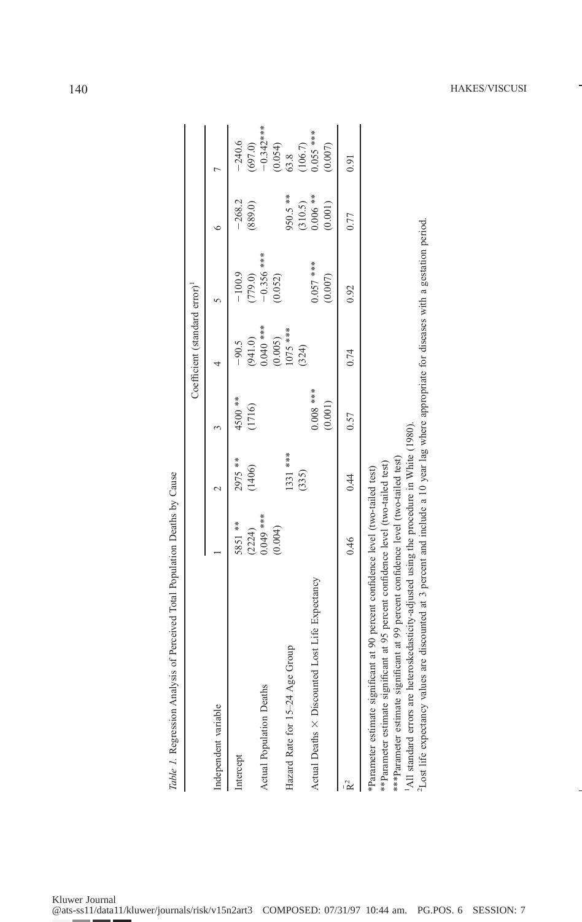*Table 1.* Regression Analysis of Perceived Total Population Deaths by Cause

| Independent variable | Coefficient (standard error)[1] | | | | | | |
|---|---|---|---|---|---|---|---|
| | 1 | 2 | 3 | 4 | 5 | 6 | 7 |
| Intercept | 5851 ** | 2975 ** | 4500 ** | −90.5 | −100.9 | −268.2 | −240.6 |
| | (2224) | (1406) | (1716) | (941.0) | (779.0) | (889.0) | (697.0) |
| Actual Population Deaths | 0.049 *** | | | 0.040 *** | −0.356 *** | | −0.342*** |
| | (0.004) | | | (0.005) | (0.052) | | (0.054) |
| Hazard Rate for 15–24 Age Group | | 1331 *** | | 1075 *** | | 950.5 ** | 63.8 |
| | | (335) | | (324) | | (310.5) | (106.7) |
| Actual Deaths × Discounted Lost Life Expectancy | | | 0.008 *** | | 0.057 *** | 0.006 ** | 0.055 *** |
| | | | (0.001) | | (0.007) | (0.001) | (0.007) |
| $\bar{R}^2$ | 0.46 | 0.44 | 0.57 | 0.74 | 0.92 | 0.77 | 0.91 |

*Parameter estimate significant at 90 percent confidence level (two-tailed test)

**Parameter estimate significant at 95 percent confidence level (two-tailed test)

***Parameter estimate significant at 99 percent confidence level (two-tailed test)

[1] All standard errors are heteroskedasticity-adjusted using the procedure in White (1980).

[2] Lost life expectancy values are discounted at 3 percent and include a 10 year lag where appropriate for diseases with a gestation period.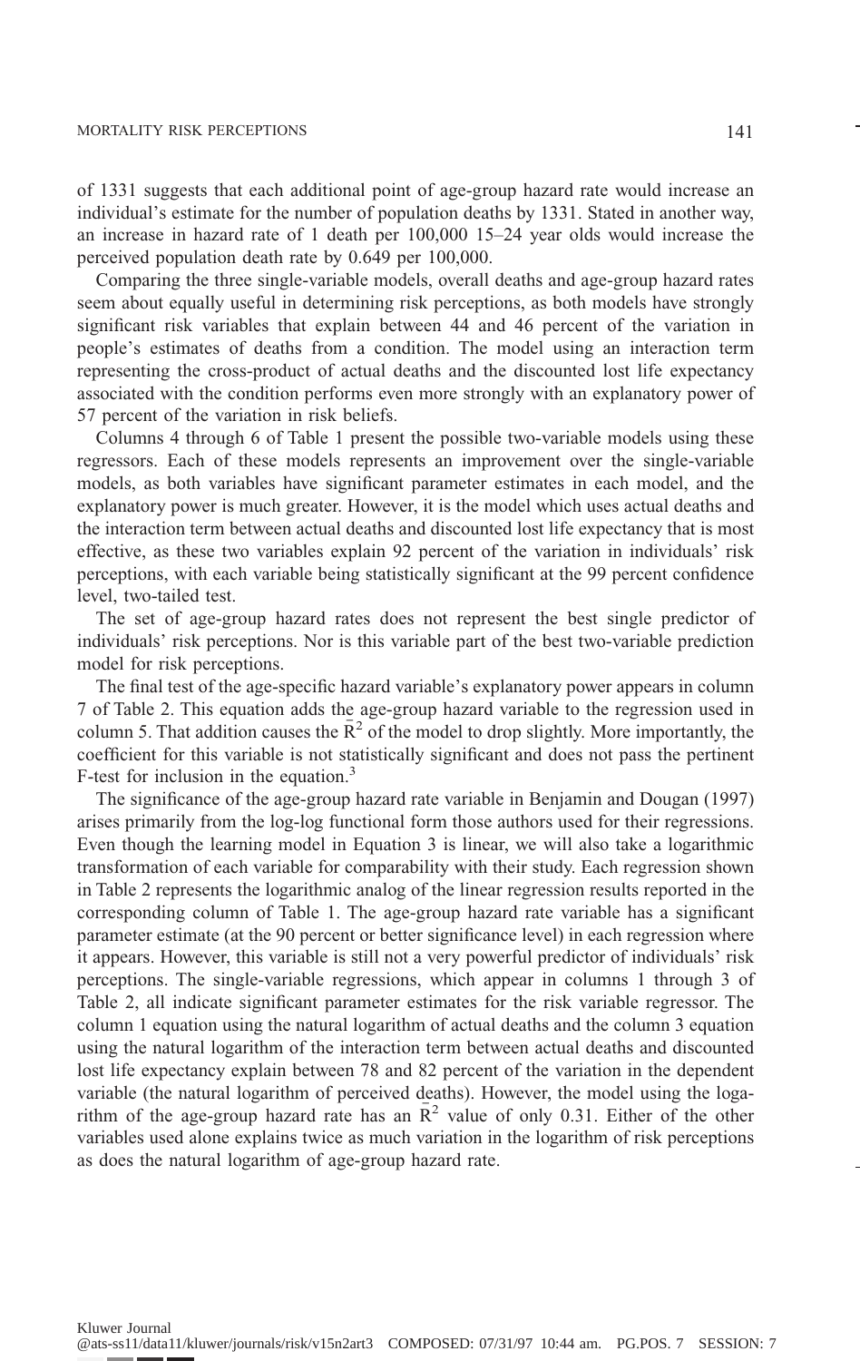of 1331 suggests that each additional point of age-group hazard rate would increase an individual's estimate for the number of population deaths by 1331. Stated in another way, an increase in hazard rate of 1 death per 100,000 15–24 year olds would increase the perceived population death rate by 0.649 per 100,000.

Comparing the three single-variable models, overall deaths and age-group hazard rates seem about equally useful in determining risk perceptions, as both models have strongly significant risk variables that explain between 44 and 46 percent of the variation in people's estimates of deaths from a condition. The model using an interaction term representing the cross-product of actual deaths and the discounted lost life expectancy associated with the condition performs even more strongly with an explanatory power of 57 percent of the variation in risk beliefs.

Columns 4 through 6 of Table 1 present the possible two-variable models using these regressors. Each of these models represents an improvement over the single-variable models, as both variables have significant parameter estimates in each model, and the explanatory power is much greater. However, it is the model which uses actual deaths and the interaction term between actual deaths and discounted lost life expectancy that is most effective, as these two variables explain 92 percent of the variation in individuals' risk perceptions, with each variable being statistically significant at the 99 percent confidence level, two-tailed test.

The set of age-group hazard rates does not represent the best single predictor of individuals' risk perceptions. Nor is this variable part of the best two-variable prediction model for risk perceptions.

The final test of the age-specific hazard variable's explanatory power appears in column 7 of Table 2. This equation adds the age-group hazard variable to the regression used in column 5. That addition causes the $\bar{R}^2$ of the model to drop slightly. More importantly, the coefficient for this variable is not statistically significant and does not pass the pertinent F-test for inclusion in the equation.[3]

The significance of the age-group hazard rate variable in Benjamin and Dougan (1997) arises primarily from the log-log functional form those authors used for their regressions. Even though the learning model in Equation 3 is linear, we will also take a logarithmic transformation of each variable for comparability with their study. Each regression shown in Table 2 represents the logarithmic analog of the linear regression results reported in the corresponding column of Table 1. The age-group hazard rate variable has a significant parameter estimate (at the 90 percent or better significance level) in each regression where it appears. However, this variable is still not a very powerful predictor of individuals' risk perceptions. The single-variable regressions, which appear in columns 1 through 3 of Table 2, all indicate significant parameter estimates for the risk variable regressor. The column 1 equation using the natural logarithm of actual deaths and the column 3 equation using the natural logarithm of the interaction term between actual deaths and discounted lost life expectancy explain between 78 and 82 percent of the variation in the dependent variable (the natural logarithm of perceived deaths). However, the model using the logarithm of the age-group hazard rate has an $\bar{R}^2$ value of only 0.31. Either of the other variables used alone explains twice as much variation in the logarithm of risk perceptions as does the natural logarithm of age-group hazard rate.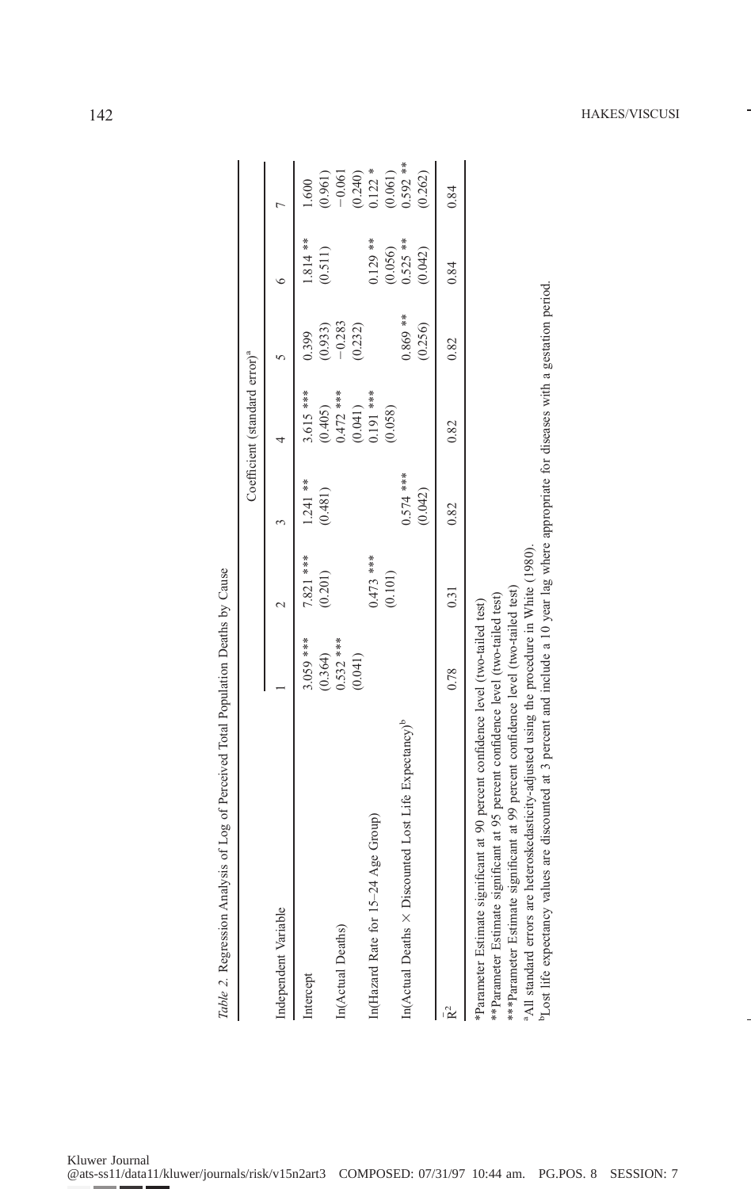*Table 2.* Regression Analysis of Log of Perceived Total Population Deaths by Cause

| Independent Variable | Coefficient (standard error)[a] | | | | | | |
|---|---|---|---|---|---|---|---|
| | 1 | 2 | 3 | 4 | 5 | 6 | 7 |
| Intercept | 3.059 *** | 7.821 *** | 1.241 ** | 3.615 *** | 0.399 | 1.814 ** | 1.600 |
| | (0.364) | (0.201) | (0.481) | (0.405) | (0.933) | (0.511) | (0.961) |
| ln(Actual Deaths) | 0.532 *** | | | 0.472 *** | −0.283 | | −0.061 |
| | (0.041) | | | (0.041) | (0.232) | | (0.240) |
| ln(Hazard Rate for 15–24 Age Group) | | 0.473 *** | | 0.191 *** | | 0.129 ** | 0.122 * |
| | | (0.101) | | (0.058) | | (0.056) | (0.061) |
| ln(Actual Deaths × Discounted Lost Life Expectancy)[b] | | | 0.574 *** | | 0.869 ** | 0.525 ** | 0.592 ** |
| | | | (0.042) | | (0.256) | (0.042) | (0.262) |
| $\bar{R}^2$ | 0.78 | 0.31 | 0.82 | 0.82 | 0.82 | 0.84 | 0.84 |

*Parameter Estimate significant at 90 percent confidence level (two-tailed test)

**Parameter Estimate significant at 95 percent confidence level (two-tailed test)

***Parameter Estimate significant at 99 percent confidence level (two-tailed test)

[a]All standard errors are heteroskedasticity-adjusted using the procedure in White (1980).

[b]Lost life expectancy values are discounted at 3 percent and include a 10 year lag where appropriate for diseases with a gestation period.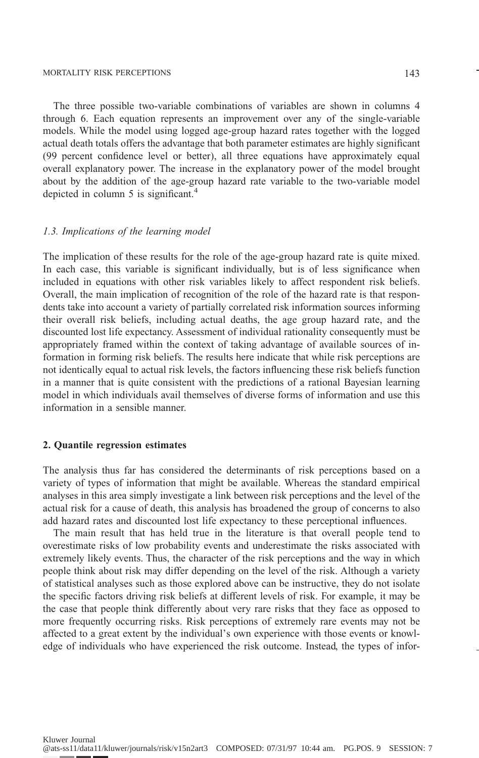The three possible two-variable combinations of variables are shown in columns 4 through 6. Each equation represents an improvement over any of the single-variable models. While the model using logged age-group hazard rates together with the logged actual death totals offers the advantage that both parameter estimates are highly significant (99 percent confidence level or better), all three equations have approximately equal overall explanatory power. The increase in the explanatory power of the model brought about by the addition of the age-group hazard rate variable to the two-variable model depicted in column 5 is significant.[4]

### *1.3. Implications of the learning model*

The implication of these results for the role of the age-group hazard rate is quite mixed. In each case, this variable is significant individually, but is of less significance when included in equations with other risk variables likely to affect respondent risk beliefs. Overall, the main implication of recognition of the role of the hazard rate is that respondents take into account a variety of partially correlated risk information sources informing their overall risk beliefs, including actual deaths, the age group hazard rate, and the discounted lost life expectancy. Assessment of individual rationality consequently must be appropriately framed within the context of taking advantage of available sources of information in forming risk beliefs. The results here indicate that while risk perceptions are not identically equal to actual risk levels, the factors influencing these risk beliefs function in a manner that is quite consistent with the predictions of a rational Bayesian learning model in which individuals avail themselves of diverse forms of information and use this information in a sensible manner.

## 2. Quantile regression estimates

The analysis thus far has considered the determinants of risk perceptions based on a variety of types of information that might be available. Whereas the standard empirical analyses in this area simply investigate a link between risk perceptions and the level of the actual risk for a cause of death, this analysis has broadened the group of concerns to also add hazard rates and discounted lost life expectancy to these perceptional influences.

The main result that has held true in the literature is that overall people tend to overestimate risks of low probability events and underestimate the risks associated with extremely likely events. Thus, the character of the risk perceptions and the way in which people think about risk may differ depending on the level of the risk. Although a variety of statistical analyses such as those explored above can be instructive, they do not isolate the specific factors driving risk beliefs at different levels of risk. For example, it may be the case that people think differently about very rare risks that they face as opposed to more frequently occurring risks. Risk perceptions of extremely rare events may not be affected to a great extent by the individual's own experience with those events or knowledge of individuals who have experienced the risk outcome. Instead, the types of infor-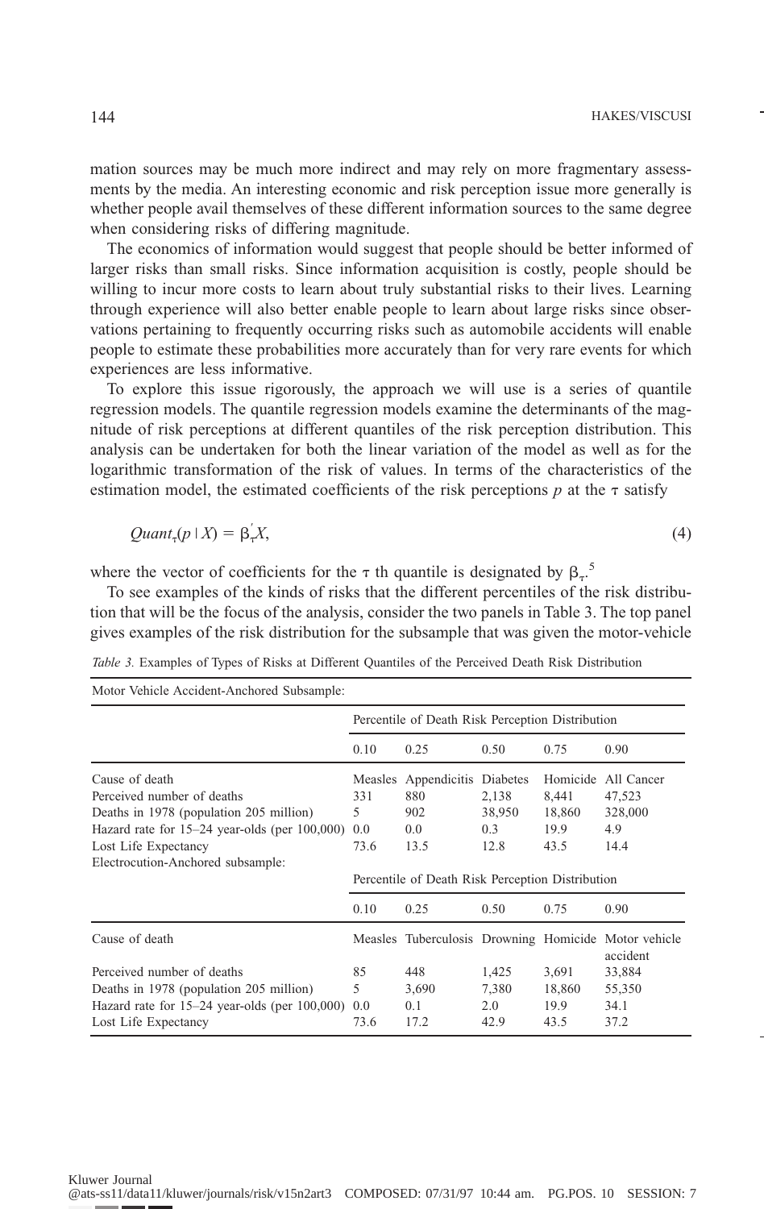mation sources may be much more indirect and may rely on more fragmentary assessments by the media. An interesting economic and risk perception issue more generally is whether people avail themselves of these different information sources to the same degree when considering risks of differing magnitude.

The economics of information would suggest that people should be better informed of larger risks than small risks. Since information acquisition is costly, people should be willing to incur more costs to learn about truly substantial risks to their lives. Learning through experience will also better enable people to learn about large risks since observations pertaining to frequently occurring risks such as automobile accidents will enable people to estimate these probabilities more accurately than for very rare events for which experiences are less informative.

To explore this issue rigorously, the approach we will use is a series of quantile regression models. The quantile regression models examine the determinants of the magnitude of risk perceptions at different quantiles of the risk perception distribution. This analysis can be undertaken for both the linear variation of the model as well as for the logarithmic transformation of the risk of values. In terms of the characteristics of the estimation model, the estimated coefficients of the risk perceptions $p$ at the $\tau$ satisfy

$$Quant_{\tau}(p \mid X) = \beta_{\tau}' X, \tag{4}$$

where the vector of coefficients for the $\tau$ th quantile is designated by $\beta_{\tau}$.[5]

To see examples of the kinds of risks that the different percentiles of the risk distribution that will be the focus of the analysis, consider the two panels in Table 3. The top panel gives examples of the risk distribution for the subsample that was given the motor-vehicle

*Table 3.* Examples of Types of Risks at Different Quantiles of the Perceived Death Risk Distribution

| Motor Vehicle Accident-Anchored Subsample: | Percentile of Death Risk Perception Distribution | | | | |
|---|---|---|---|---|---|
| | 0.10 | 0.25 | 0.50 | 0.75 | 0.90 |
| Cause of death | Measles | Appendicitis | Diabetes | Homicide | All Cancer |
| Perceived number of deaths | 331 | 880 | 2,138 | 8,441 | 47,523 |
| Deaths in 1978 (population 205 million) | 5 | 902 | 38,950 | 18,860 | 328,000 |
| Hazard rate for 15–24 year-olds (per 100,000) | 0.0 | 0.0 | 0.3 | 19.9 | 4.9 |
| Lost Life Expectancy | 73.6 | 13.5 | 12.8 | 43.5 | 14.4 |
| **Electrocution-Anchored subsample:** | Percentile of Death Risk Perception Distribution | | | | |
| | 0.10 | 0.25 | 0.50 | 0.75 | 0.90 |
| Cause of death | Measles | Tuberculosis | Drowning | Homicide | Motor vehicle accident |
| Perceived number of deaths | 85 | 448 | 1,425 | 3,691 | 33,884 |
| Deaths in 1978 (population 205 million) | 5 | 3,690 | 7,380 | 18,860 | 55,350 |
| Hazard rate for 15–24 year-olds (per 100,000) | 0.0 | 0.1 | 2.0 | 19.9 | 34.1 |
| Lost Life Expectancy | 73.6 | 17.2 | 42.9 | 43.5 | 37.2 |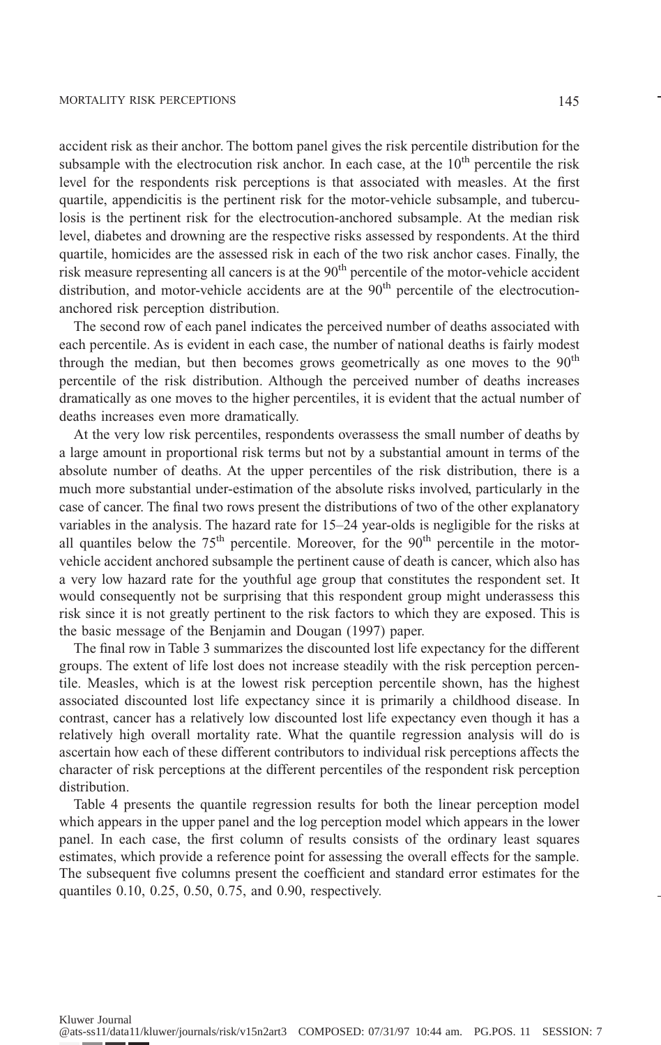accident risk as their anchor. The bottom panel gives the risk percentile distribution for the subsample with the electrocution risk anchor. In each case, at the 10th percentile the risk level for the respondents risk perceptions is that associated with measles. At the first quartile, appendicitis is the pertinent risk for the motor-vehicle subsample, and tuberculosis is the pertinent risk for the electrocution-anchored subsample. At the median risk level, diabetes and drowning are the respective risks assessed by respondents. At the third quartile, homicides are the assessed risk in each of the two risk anchor cases. Finally, the risk measure representing all cancers is at the 90th percentile of the motor-vehicle accident distribution, and motor-vehicle accidents are at the 90th percentile of the electrocution-anchored risk perception distribution.

The second row of each panel indicates the perceived number of deaths associated with each percentile. As is evident in each case, the number of national deaths is fairly modest through the median, but then becomes grows geometrically as one moves to the 90th percentile of the risk distribution. Although the perceived number of deaths increases dramatically as one moves to the higher percentiles, it is evident that the actual number of deaths increases even more dramatically.

At the very low risk percentiles, respondents overassess the small number of deaths by a large amount in proportional risk terms but not by a substantial amount in terms of the absolute number of deaths. At the upper percentiles of the risk distribution, there is a much more substantial under-estimation of the absolute risks involved, particularly in the case of cancer. The final two rows present the distributions of two of the other explanatory variables in the analysis. The hazard rate for 15–24 year-olds is negligible for the risks at all quantiles below the 75th percentile. Moreover, for the 90th percentile in the motor-vehicle accident anchored subsample the pertinent cause of death is cancer, which also has a very low hazard rate for the youthful age group that constitutes the respondent set. It would consequently not be surprising that this respondent group might underassess this risk since it is not greatly pertinent to the risk factors to which they are exposed. This is the basic message of the Benjamin and Dougan (1997) paper.

The final row in Table 3 summarizes the discounted lost life expectancy for the different groups. The extent of life lost does not increase steadily with the risk perception percentile. Measles, which is at the lowest risk perception percentile shown, has the highest associated discounted lost life expectancy since it is primarily a childhood disease. In contrast, cancer has a relatively low discounted lost life expectancy even though it has a relatively high overall mortality rate. What the quantile regression analysis will do is ascertain how each of these different contributors to individual risk perceptions affects the character of risk perceptions at the different percentiles of the respondent risk perception distribution.

Table 4 presents the quantile regression results for both the linear perception model which appears in the upper panel and the log perception model which appears in the lower panel. In each case, the first column of results consists of the ordinary least squares estimates, which provide a reference point for assessing the overall effects for the sample. The subsequent five columns present the coefficient and standard error estimates for the quantiles 0.10, 0.25, 0.50, 0.75, and 0.90, respectively.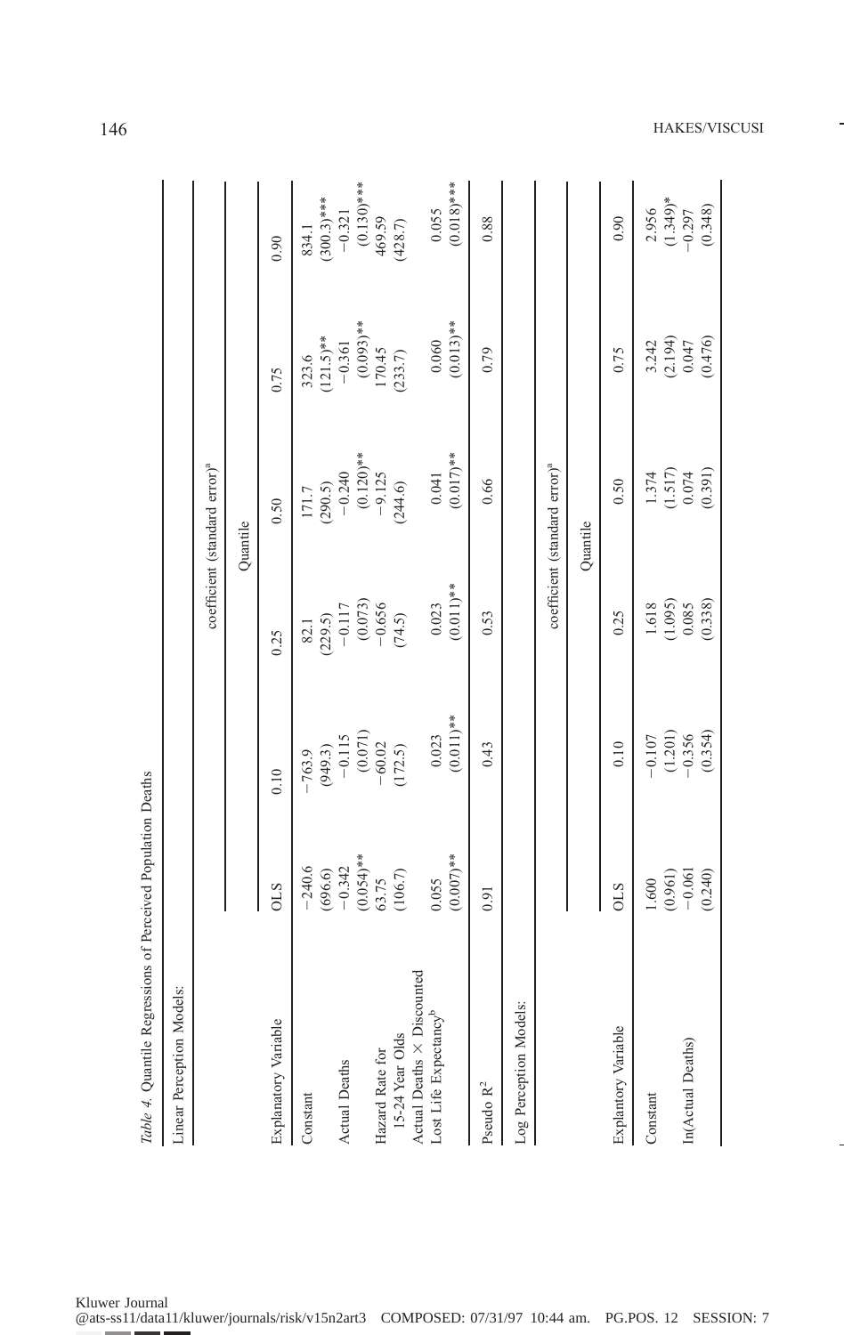*Table 4.* Quantile Regressions of Perceived Population Deaths

Linear Perception Models:

| | | coefficient (standard error)[a] | | | | |
|---|---|---|---|---|---|---|
| | | Quantile | | | | |
| Explanatory Variable | OLS | 0.10 | 0.25 | 0.50 | 0.75 | 0.90 |
| Constant | −240.6 (696.6) | −763.9 (949.3) | 82.1 (229.5) | 171.7 (290.5) | 323.6 (121.5)** | 834.1 (300.3)*** |
| Actual Deaths | −0.342 (0.054)** | −0.115 (0.071) | −0.117 (0.073) | −0.240 (0.120)** | −0.361 (0.093)** | −0.321 (0.130)*** |
| Hazard Rate for 15-24 Year Olds | 63.75 (106.7) | −60.02 (172.5) | −0.656 (74.5) | −9.125 (244.6) | 170.45 (233.7) | 469.59 (428.7) |
| Actual Deaths × Discounted Lost Life Expectancy[b] | 0.055 (0.007)** | 0.023 (0.011)** | 0.023 (0.011)** | 0.041 (0.017)** | 0.060 (0.013)** | 0.055 (0.018)*** |
| Pseudo $R^2$ | 0.91 | 0.43 | 0.53 | 0.66 | 0.79 | 0.88 |

Log Perception Models:

| | | coefficient (standard error)[a] | | | | |
|---|---|---|---|---|---|---|
| | | Quantile | | | | |
| Explantory Variable | OLS | 0.10 | 0.25 | 0.50 | 0.75 | 0.90 |
| Constant | 1.600 (0.961) | −0.107 (1.201) | 1.618 (1.095) | 1.374 (1.517) | 3.242 (2.194) | 2.956 (1.349)* |
| ln(Actual Deaths) | −0.061 (0.240) | −0.356 (0.354) | 0.085 (0.338) | 0.074 (0.391) | 0.047 (0.476) | −0.297 (0.348) |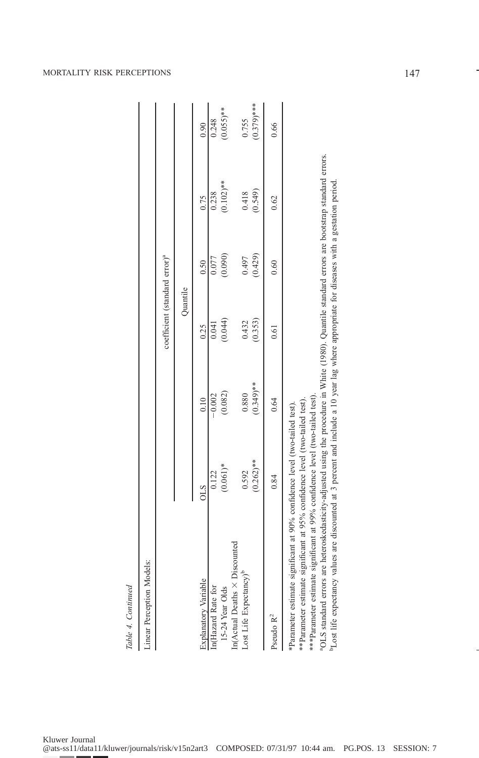*Table 4. Continued*

Linear Perception Models:

| | coefficient (standard error)[a] | | | | | |
|---|---|---|---|---|---|---|
| | | Quantile | | | | |
| Explanatory Variable | OLS | 0.10 | 0.25 | 0.50 | 0.75 | 0.90 |
| ln(Hazard Rate for 15-24 Year Olds | 0.122 (0.061)* | −0.002 (0.082) | 0.041 (0.044) | 0.077 (0.090) | 0.238 (0.102)** | 0.248 (0.055)** |
| ln(Actual Deaths × Discounted Lost Life Expectancy)[b] | 0.592 (0.262)** | 0.880 (0.349)** | 0.432 (0.353) | 0.497 (0.429) | 0.418 (0.549) | 0.755 (0.379)*** |
| Pseudo $R^2$ | 0.84 | 0.64 | 0.61 | 0.60 | 0.62 | 0.66 |

*Parameter estimate significant at 90% confidence level (two-tailed test).
**Parameter estimate significant at 95% confidence level (two-tailed test).
***Parameter estimate significant at 99% confidence level (two-tailed test).
[a]OLS standard errors are heteroskedasticity-adjusted using the procedure in White (1980). Quantile standard errors are bootstrap standard errors.
[b]Lost life expectancy values are discounted at 3 percent and include a 10 year lag where appropriate for diseases with a gestation period.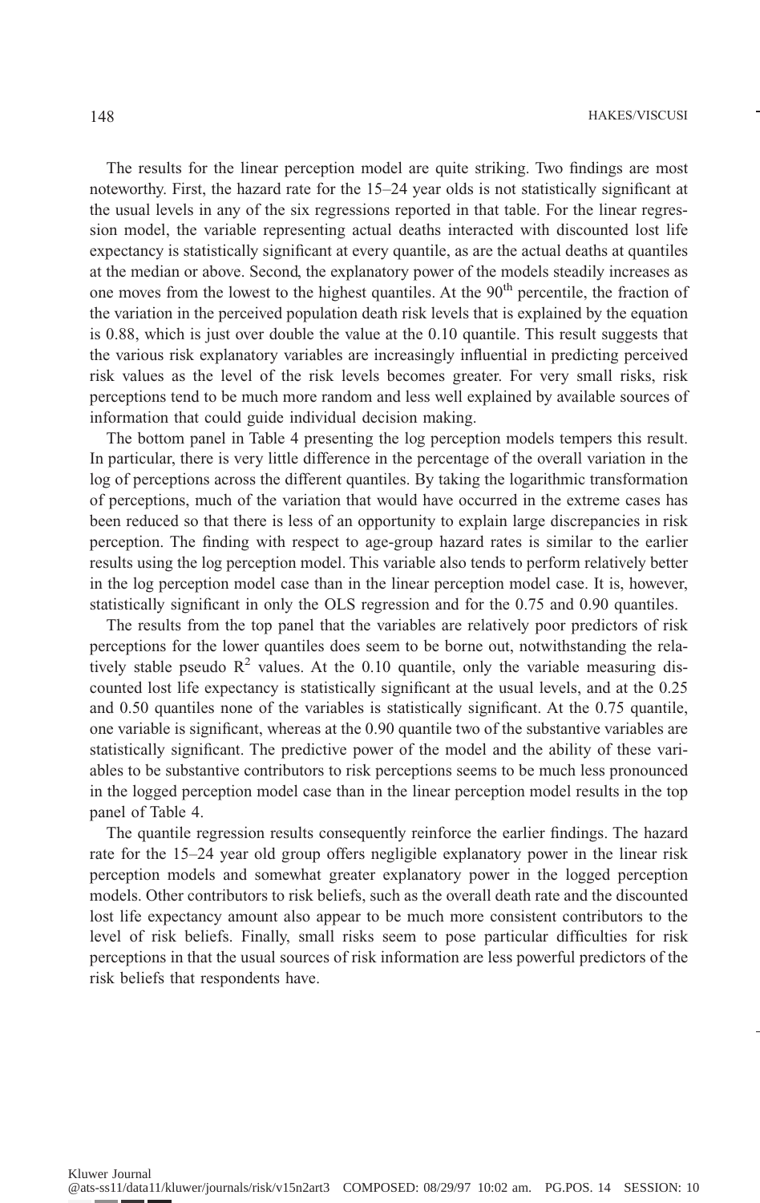The results for the linear perception model are quite striking. Two findings are most noteworthy. First, the hazard rate for the 15–24 year olds is not statistically significant at the usual levels in any of the six regressions reported in that table. For the linear regression model, the variable representing actual deaths interacted with discounted lost life expectancy is statistically significant at every quantile, as are the actual deaths at quantiles at the median or above. Second, the explanatory power of the models steadily increases as one moves from the lowest to the highest quantiles. At the 90th percentile, the fraction of the variation in the perceived population death risk levels that is explained by the equation is 0.88, which is just over double the value at the 0.10 quantile. This result suggests that the various risk explanatory variables are increasingly influential in predicting perceived risk values as the level of the risk levels becomes greater. For very small risks, risk perceptions tend to be much more random and less well explained by available sources of information that could guide individual decision making.

The bottom panel in Table 4 presenting the log perception models tempers this result. In particular, there is very little difference in the percentage of the overall variation in the log of perceptions across the different quantiles. By taking the logarithmic transformation of perceptions, much of the variation that would have occurred in the extreme cases has been reduced so that there is less of an opportunity to explain large discrepancies in risk perception. The finding with respect to age-group hazard rates is similar to the earlier results using the log perception model. This variable also tends to perform relatively better in the log perception model case than in the linear perception model case. It is, however, statistically significant in only the OLS regression and for the 0.75 and 0.90 quantiles.

The results from the top panel that the variables are relatively poor predictors of risk perceptions for the lower quantiles does seem to be borne out, notwithstanding the relatively stable pseudo $R^2$ values. At the 0.10 quantile, only the variable measuring discounted lost life expectancy is statistically significant at the usual levels, and at the 0.25 and 0.50 quantiles none of the variables is statistically significant. At the 0.75 quantile, one variable is significant, whereas at the 0.90 quantile two of the substantive variables are statistically significant. The predictive power of the model and the ability of these variables to be substantive contributors to risk perceptions seems to be much less pronounced in the logged perception model case than in the linear perception model results in the top panel of Table 4.

The quantile regression results consequently reinforce the earlier findings. The hazard rate for the 15–24 year old group offers negligible explanatory power in the linear risk perception models and somewhat greater explanatory power in the logged perception models. Other contributors to risk beliefs, such as the overall death rate and the discounted lost life expectancy amount also appear to be much more consistent contributors to the level of risk beliefs. Finally, small risks seem to pose particular difficulties for risk perceptions in that the usual sources of risk information are less powerful predictors of the risk beliefs that respondents have.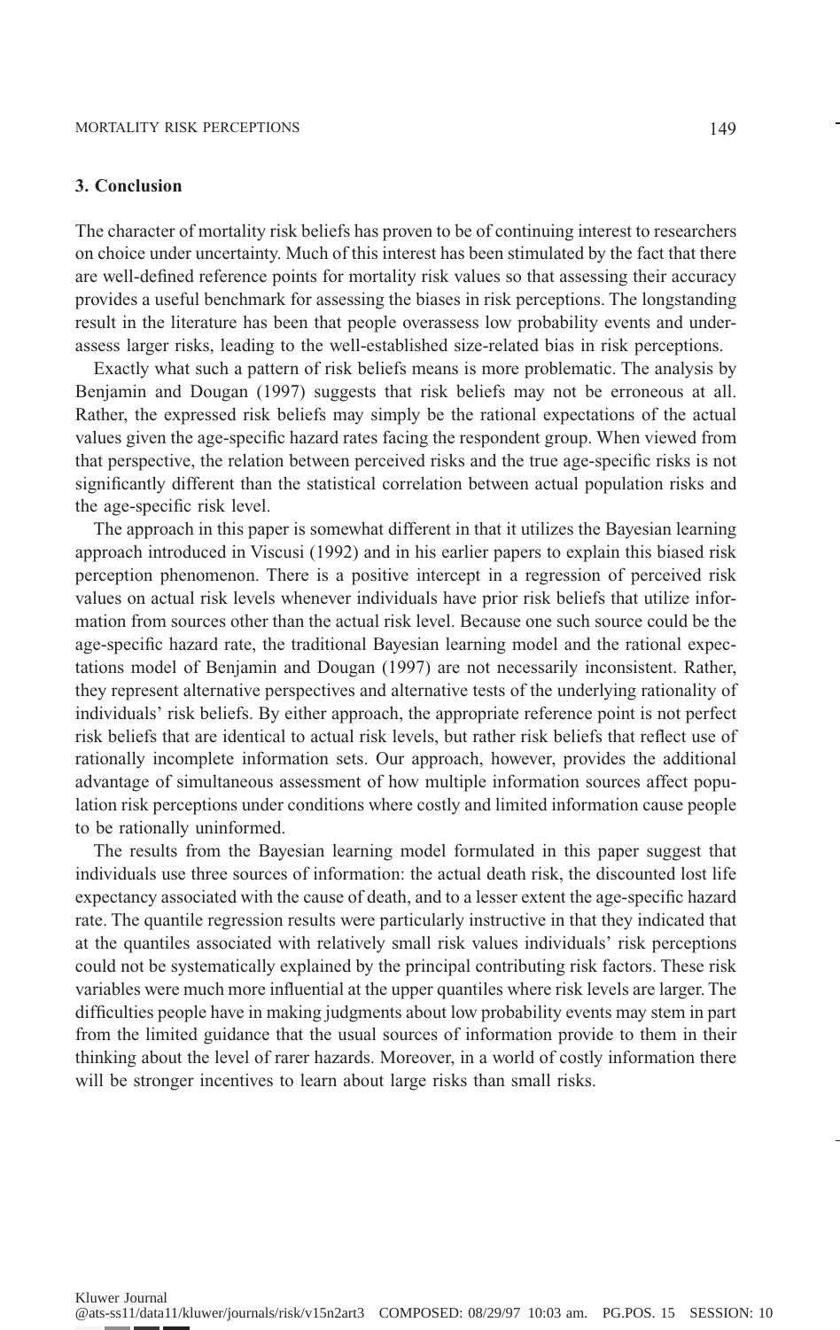## 3. Conclusion

The character of mortality risk beliefs has proven to be of continuing interest to researchers on choice under uncertainty. Much of this interest has been stimulated by the fact that there are well-defined reference points for mortality risk values so that assessing their accuracy provides a useful benchmark for assessing the biases in risk perceptions. The longstanding result in the literature has been that people overassess low probability events and underassess larger risks, leading to the well-established size-related bias in risk perceptions.

Exactly what such a pattern of risk beliefs means is more problematic. The analysis by Benjamin and Dougan (1997) suggests that risk beliefs may not be erroneous at all. Rather, the expressed risk beliefs may simply be the rational expectations of the actual values given the age-specific hazard rates facing the respondent group. When viewed from that perspective, the relation between perceived risks and the true age-specific risks is not significantly different than the statistical correlation between actual population risks and the age-specific risk level.

The approach in this paper is somewhat different in that it utilizes the Bayesian learning approach introduced in Viscusi (1992) and in his earlier papers to explain this biased risk perception phenomenon. There is a positive intercept in a regression of perceived risk values on actual risk levels whenever individuals have prior risk beliefs that utilize information from sources other than the actual risk level. Because one such source could be the age-specific hazard rate, the traditional Bayesian learning model and the rational expectations model of Benjamin and Dougan (1997) are not necessarily inconsistent. Rather, they represent alternative perspectives and alternative tests of the underlying rationality of individuals' risk beliefs. By either approach, the appropriate reference point is not perfect risk beliefs that are identical to actual risk levels, but rather risk beliefs that reflect use of rationally incomplete information sets. Our approach, however, provides the additional advantage of simultaneous assessment of how multiple information sources affect population risk perceptions under conditions where costly and limited information cause people to be rationally uninformed.

The results from the Bayesian learning model formulated in this paper suggest that individuals use three sources of information: the actual death risk, the discounted lost life expectancy associated with the cause of death, and to a lesser extent the age-specific hazard rate. The quantile regression results were particularly instructive in that they indicated that at the quantiles associated with relatively small risk values individuals' risk perceptions could not be systematically explained by the principal contributing risk factors. These risk variables were much more influential at the upper quantiles where risk levels are larger. The difficulties people have in making judgments about low probability events may stem in part from the limited guidance that the usual sources of information provide to them in their thinking about the level of rarer hazards. Moreover, in a world of costly information there will be stronger incentives to learn about large risks than small risks.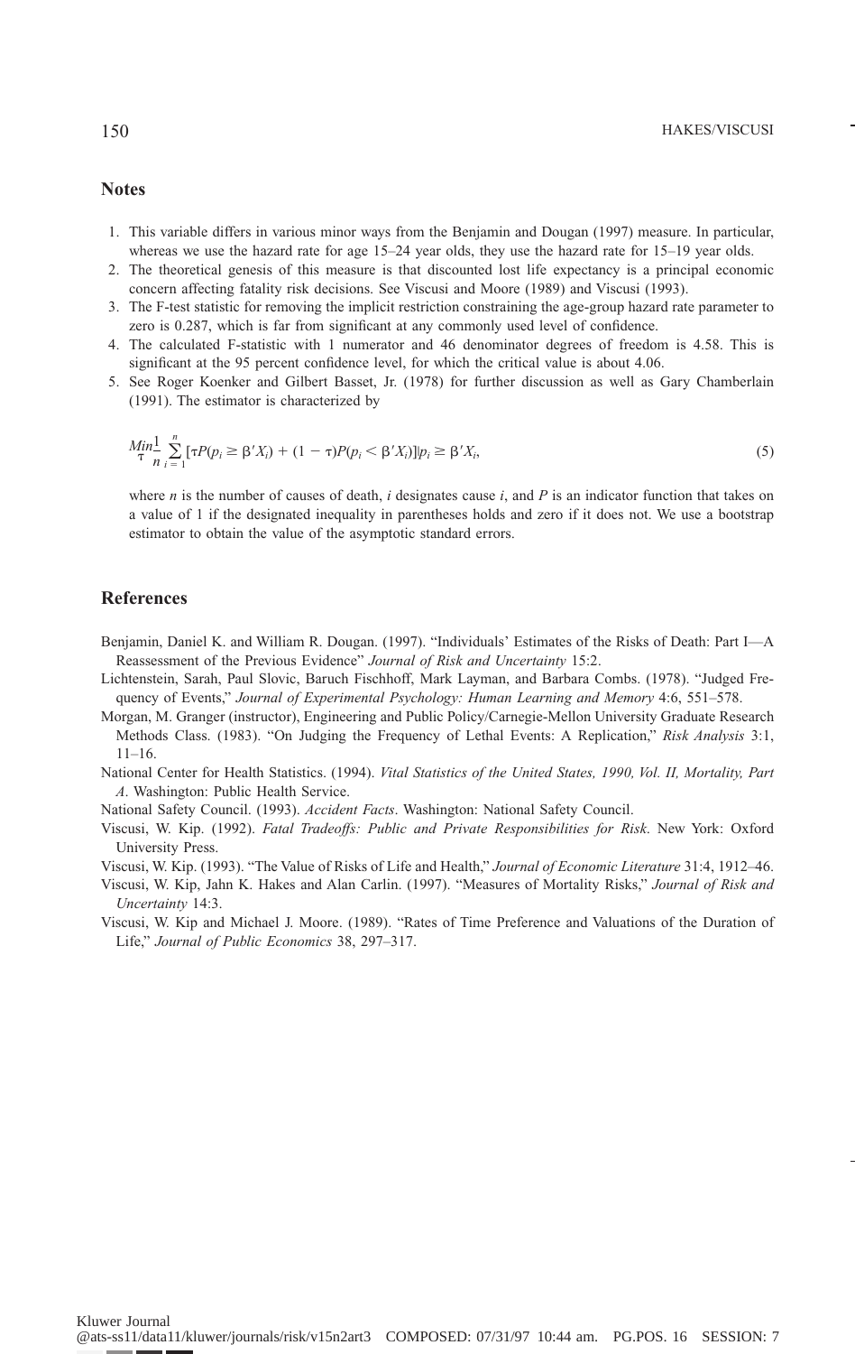## Notes

1. This variable differs in various minor ways from the Benjamin and Dougan (1997) measure. In particular, whereas we use the hazard rate for age 15–24 year olds, they use the hazard rate for 15–19 year olds.
2. The theoretical genesis of this measure is that discounted lost life expectancy is a principal economic concern affecting fatality risk decisions. See Viscusi and Moore (1989) and Viscusi (1993).
3. The F-test statistic for removing the implicit restriction constraining the age-group hazard rate parameter to zero is 0.287, which is far from significant at any commonly used level of confidence.
4. The calculated F-statistic with 1 numerator and 46 denominator degrees of freedom is 4.58. This is significant at the 95 percent confidence level, for which the critical value is about 4.06.
5. See Roger Koenker and Gilbert Basset, Jr. (1978) for further discussion as well as Gary Chamberlain (1991). The estimator is characterized by

$$\underset{\tau}{Min} \frac{1}{n} \sum_{i=1}^{n} [\tau P(p_i \geq \beta' X_i) + (1 - \tau) P(p_i < \beta' X_i)] | p_i \geq \beta' X_i, \tag{5}$$

where $n$ is the number of causes of death, $i$ designates cause $i$, and $P$ is an indicator function that takes on a value of 1 if the designated inequality in parentheses holds and zero if it does not. We use a bootstrap estimator to obtain the value of the asymptotic standard errors.

## References

Benjamin, Daniel K. and William R. Dougan. (1997). "Individuals' Estimates of the Risks of Death: Part I—A Reassessment of the Previous Evidence" *Journal of Risk and Uncertainty* 15:2.

Lichtenstein, Sarah, Paul Slovic, Baruch Fischhoff, Mark Layman, and Barbara Combs. (1978). "Judged Frequency of Events," *Journal of Experimental Psychology: Human Learning and Memory* 4:6, 551–578.

Morgan, M. Granger (instructor), Engineering and Public Policy/Carnegie-Mellon University Graduate Research Methods Class. (1983). "On Judging the Frequency of Lethal Events: A Replication," *Risk Analysis* 3:1, 11–16.

National Center for Health Statistics. (1994). *Vital Statistics of the United States, 1990, Vol. II, Mortality, Part A*. Washington: Public Health Service.

National Safety Council. (1993). *Accident Facts*. Washington: National Safety Council.

Viscusi, W. Kip. (1992). *Fatal Tradeoffs: Public and Private Responsibilities for Risk*. New York: Oxford University Press.

Viscusi, W. Kip. (1993). "The Value of Risks of Life and Health," *Journal of Economic Literature* 31:4, 1912–46.

Viscusi, W. Kip, Jahn K. Hakes and Alan Carlin. (1997). "Measures of Mortality Risks," *Journal of Risk and Uncertainty* 14:3.

Viscusi, W. Kip and Michael J. Moore. (1989). "Rates of Time Preference and Valuations of the Duration of Life," *Journal of Public Economics* 38, 297–317.